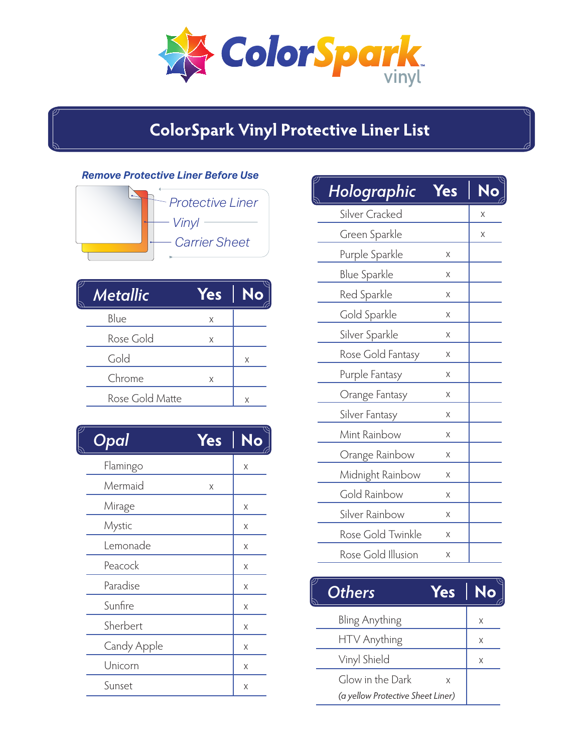# ColorSpark vinyl

## ColorSpark Vinyl Protective Liner List

***Remove Protective Liner Before Use***

*Protective Liner*
*Vinyl*
*Carrier Sheet*

| *Metallic* | Yes | No |
|---|---|---|
| Blue | x | |
| Rose Gold | x | |
| Gold | | x |
| Chrome | x | |
| Rose Gold Matte | | x |

| *Opal* | Yes | No |
|---|---|---|
| Flamingo | | x |
| Mermaid | x | |
| Mirage | | x |
| Mystic | | x |
| Lemonade | | x |
| Peacock | | x |
| Paradise | | x |
| Sunfire | | x |
| Sherbert | | x |
| Candy Apple | | x |
| Unicorn | | x |
| Sunset | | x |

| *Holographic* | Yes | No |
|---|---|---|
| Silver Cracked | | x |
| Green Sparkle | | x |
| Purple Sparkle | x | |
| Blue Sparkle | x | |
| Red Sparkle | x | |
| Gold Sparkle | x | |
| Silver Sparkle | x | |
| Rose Gold Fantasy | x | |
| Purple Fantasy | x | |
| Orange Fantasy | x | |
| Silver Fantasy | x | |
| Mint Rainbow | x | |
| Orange Rainbow | x | |
| Midnight Rainbow | x | |
| Gold Rainbow | x | |
| Silver Rainbow | x | |
| Rose Gold Twinkle | x | |
| Rose Gold Illusion | x | |

| *Others* | Yes | No |
|---|---|---|
| Bling Anything | | x |
| HTV Anything | | x |
| Vinyl Shield | | x |
| Glow in the Dark *(a yellow Protective Sheet Liner)* | x | |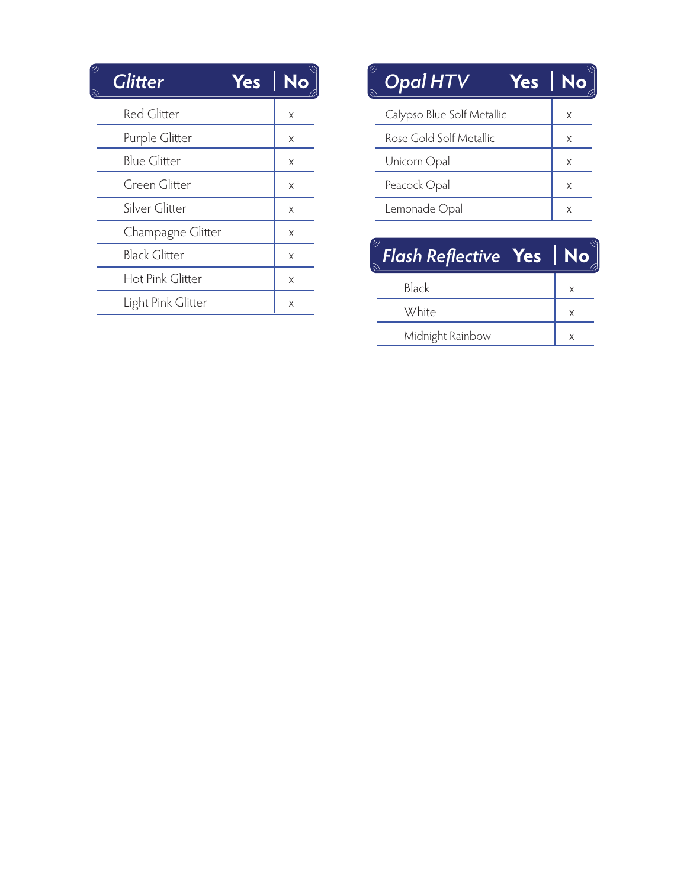| Glitter | Yes | No |
|---|---|---|
| Red Glitter | | x |
| Purple Glitter | | x |
| Blue Glitter | | x |
| Green Glitter | | x |
| Silver Glitter | | x |
| Champagne Glitter | | x |
| Black Glitter | | x |
| Hot Pink Glitter | | x |
| Light Pink Glitter | | x |

| Opal HTV | Yes | No |
|---|---|---|
| Calypso Blue Solf Metallic | | x |
| Rose Gold Solf Metallic | | x |
| Unicorn Opal | | x |
| Peacock Opal | | x |
| Lemonade Opal | | x |

| Flash Reflective | Yes | No |
|---|---|---|
| Black | | x |
| White | | x |
| Midnight Rainbow | | x |